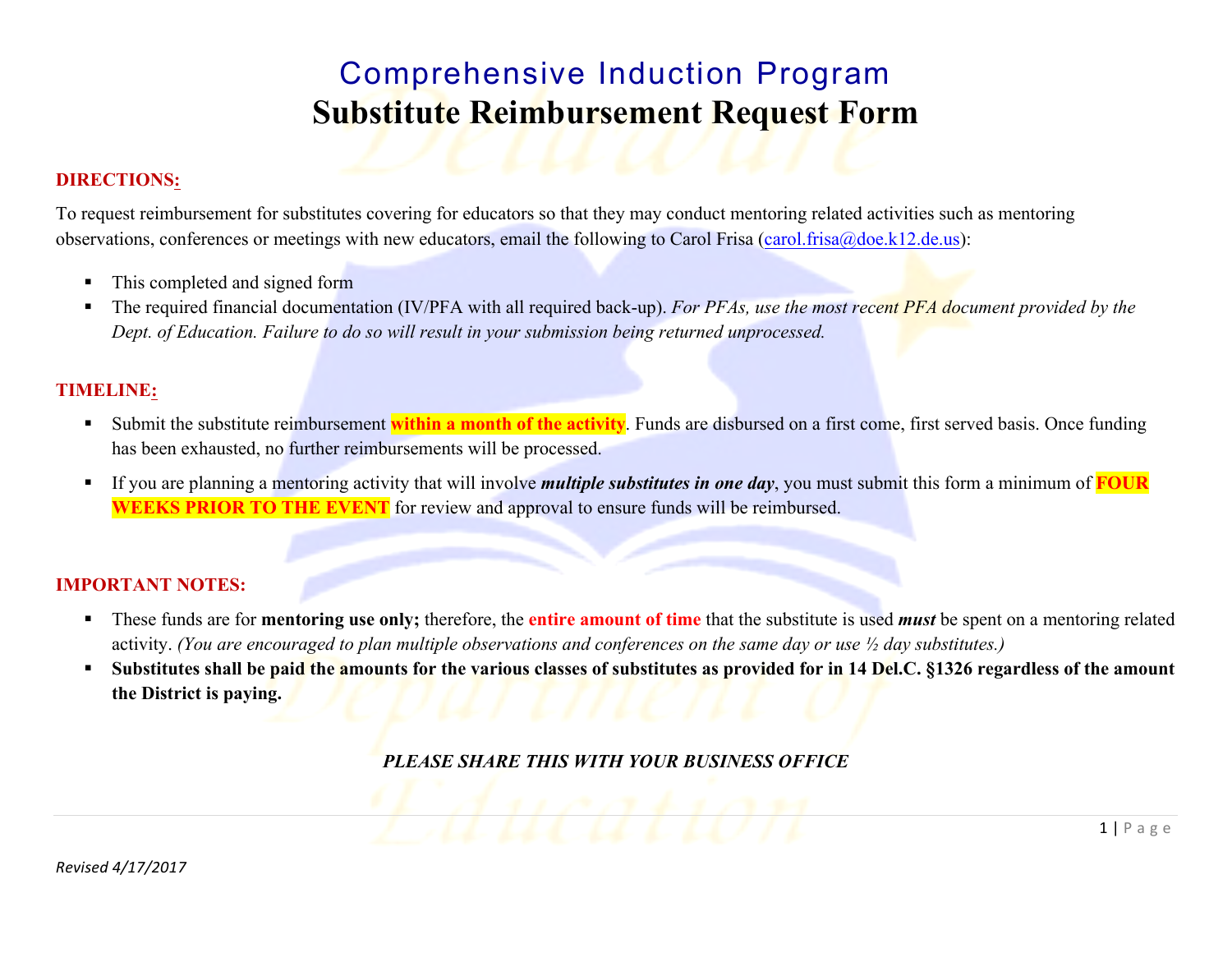# Comprehensive Induction Program

# Substitute Reimbursement Request Form

**DIRECTIONS:**

To request reimbursement for substitutes covering for educators so that they may conduct mentoring related activities such as mentoring observations, conferences or meetings with new educators, email the following to Carol Frisa (carol.frisa@doe.k12.de.us):

- This completed and signed form
- The required financial documentation (IV/PFA with all required back-up). *For PFAs, use the most recent PFA document provided by the Dept. of Education. Failure to do so will result in your submission being returned unprocessed.*

**TIMELINE:**

- Submit the substitute reimbursement **within a month of the activity**. Funds are disbursed on a first come, first served basis. Once funding has been exhausted, no further reimbursements will be processed.
- If you are planning a mentoring activity that will involve ***multiple substitutes in one day***, you must submit this form a minimum of **FOUR WEEKS PRIOR TO THE EVENT** for review and approval to ensure funds will be reimbursed.

**IMPORTANT NOTES:**

- These funds are for **mentoring use only;** therefore, the **entire amount of time** that the substitute is used ***must*** be spent on a mentoring related activity. *(You are encouraged to plan multiple observations and conferences on the same day or use ½ day substitutes.)*
- **Substitutes shall be paid the amounts for the various classes of substitutes as provided for in 14 Del.C. §1326 regardless of the amount the District is paying.**

***PLEASE SHARE THIS WITH YOUR BUSINESS OFFICE***

*Revised 4/17/2017*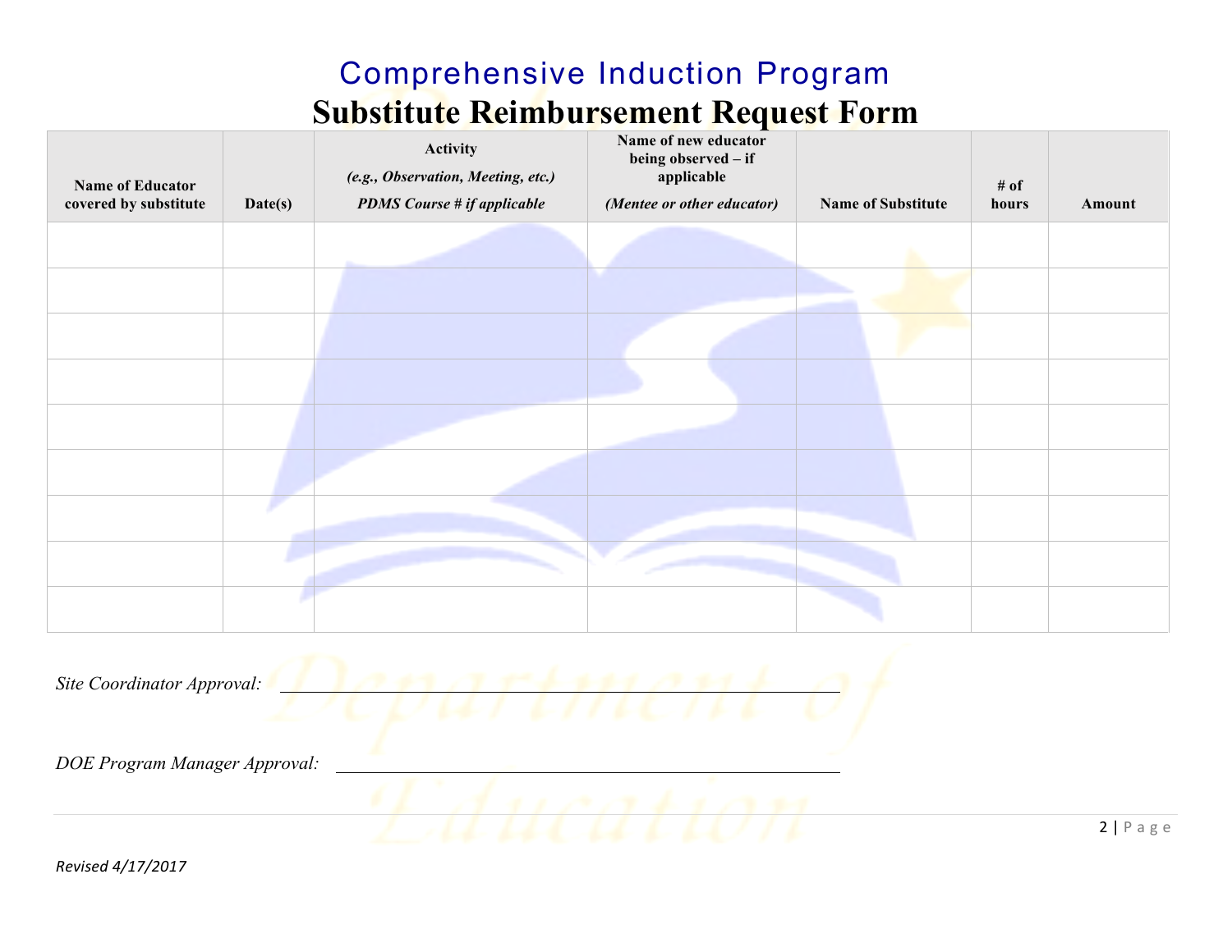# Comprehensive Induction Program

## Substitute Reimbursement Request Form

| Name of Educator covered by substitute | Date(s) | Activity *(e.g., Observation, Meeting, etc.)* ***PDMS Course # if applicable*** | Name of new educator being observed – if applicable *(Mentee or other educator)* | Name of Substitute | # of hours | Amount |
|---|---|---|---|---|---|---|
| | | | | | | |
| | | | | | | |
| | | | | | | |
| | | | | | | |
| | | | | | | |
| | | | | | | |
| | | | | | | |
| | | | | | | |
| | | | | | | |

*Site Coordinator Approval:* \_\_\_\_\_\_\_\_\_\_\_\_\_\_\_\_\_\_\_\_\_\_\_\_\_\_\_\_\_\_\_\_\_\_\_\_\_\_\_\_

*DOE Program Manager Approval:* \_\_\_\_\_\_\_\_\_\_\_\_\_\_\_\_\_\_\_\_\_\_\_\_\_\_\_\_\_\_\_\_\_\_\_\_\_\_\_\_

*Revised 4/17/2017*